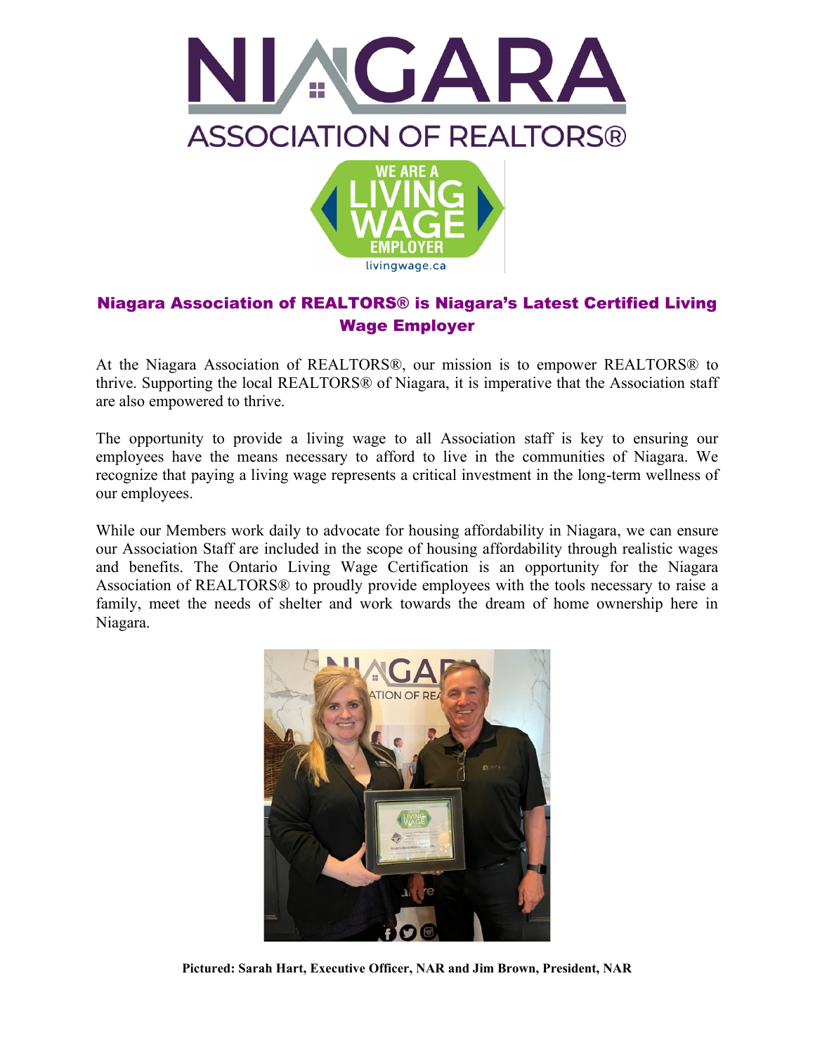# Niagara Association of REALTORS® is Niagara's Latest Certified Living Wage Employer

At the Niagara Association of REALTORS®, our mission is to empower REALTORS® to thrive. Supporting the local REALTORS® of Niagara, it is imperative that the Association staff are also empowered to thrive.

The opportunity to provide a living wage to all Association staff is key to ensuring our employees have the means necessary to afford to live in the communities of Niagara. We recognize that paying a living wage represents a critical investment in the long-term wellness of our employees.

While our Members work daily to advocate for housing affordability in Niagara, we can ensure our Association Staff are included in the scope of housing affordability through realistic wages and benefits. The Ontario Living Wage Certification is an opportunity for the Niagara Association of REALTORS® to proudly provide employees with the tools necessary to raise a family, meet the needs of shelter and work towards the dream of home ownership here in Niagara.

**Pictured: Sarah Hart, Executive Officer, NAR and Jim Brown, President, NAR**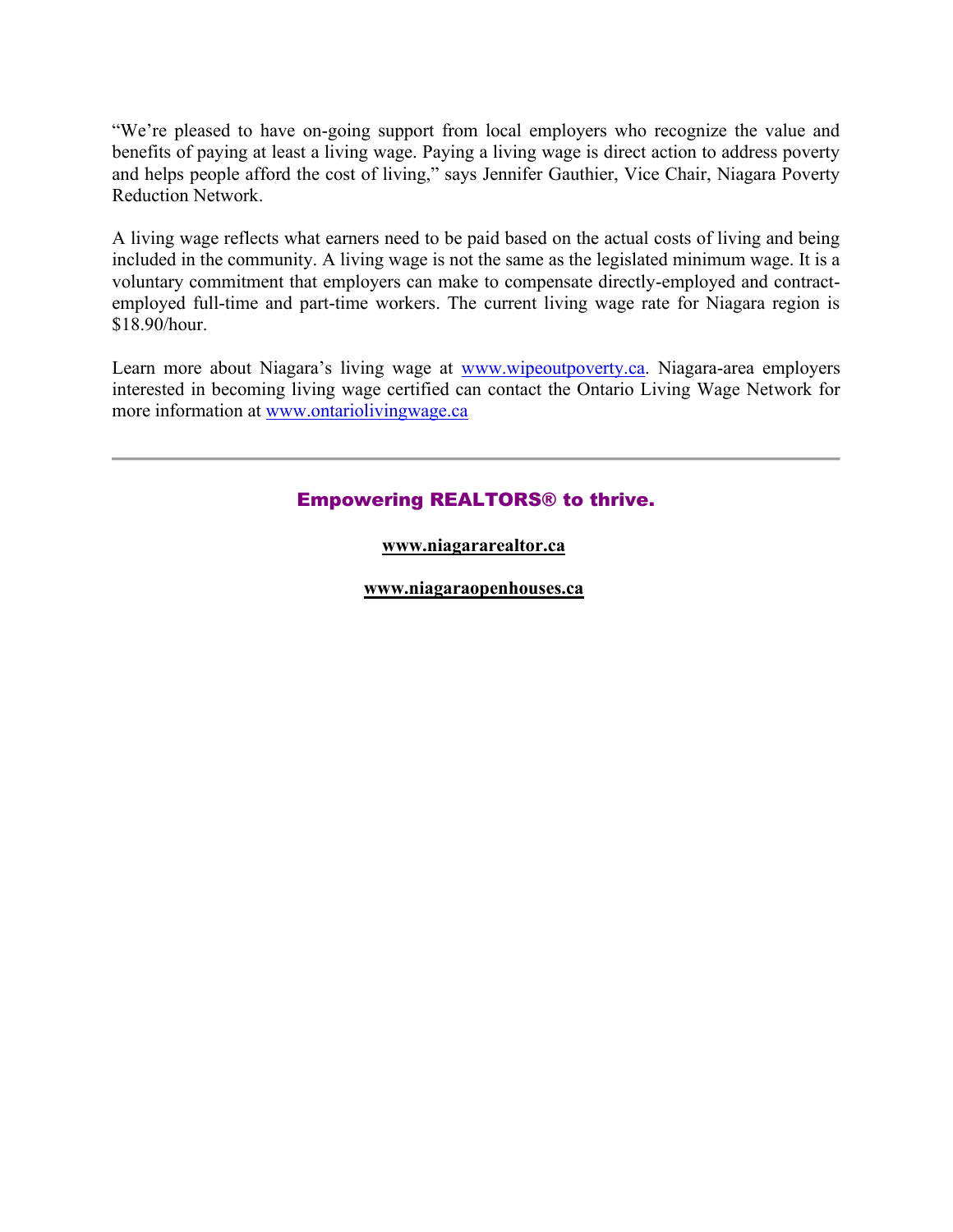"We're pleased to have on-going support from local employers who recognize the value and benefits of paying at least a living wage. Paying a living wage is direct action to address poverty and helps people afford the cost of living," says Jennifer Gauthier, Vice Chair, Niagara Poverty Reduction Network.

A living wage reflects what earners need to be paid based on the actual costs of living and being included in the community. A living wage is not the same as the legislated minimum wage. It is a voluntary commitment that employers can make to compensate directly-employed and contract-employed full-time and part-time workers. The current living wage rate for Niagara region is $18.90/hour.

Learn more about Niagara's living wage at www.wipeoutpoverty.ca. Niagara-area employers interested in becoming living wage certified can contact the Ontario Living Wage Network for more information at www.ontariolivingwage.ca

---

**Empowering REALTORS® to thrive.**

**www.niagararealtor.ca**

**www.niagaraopenhouses.ca**